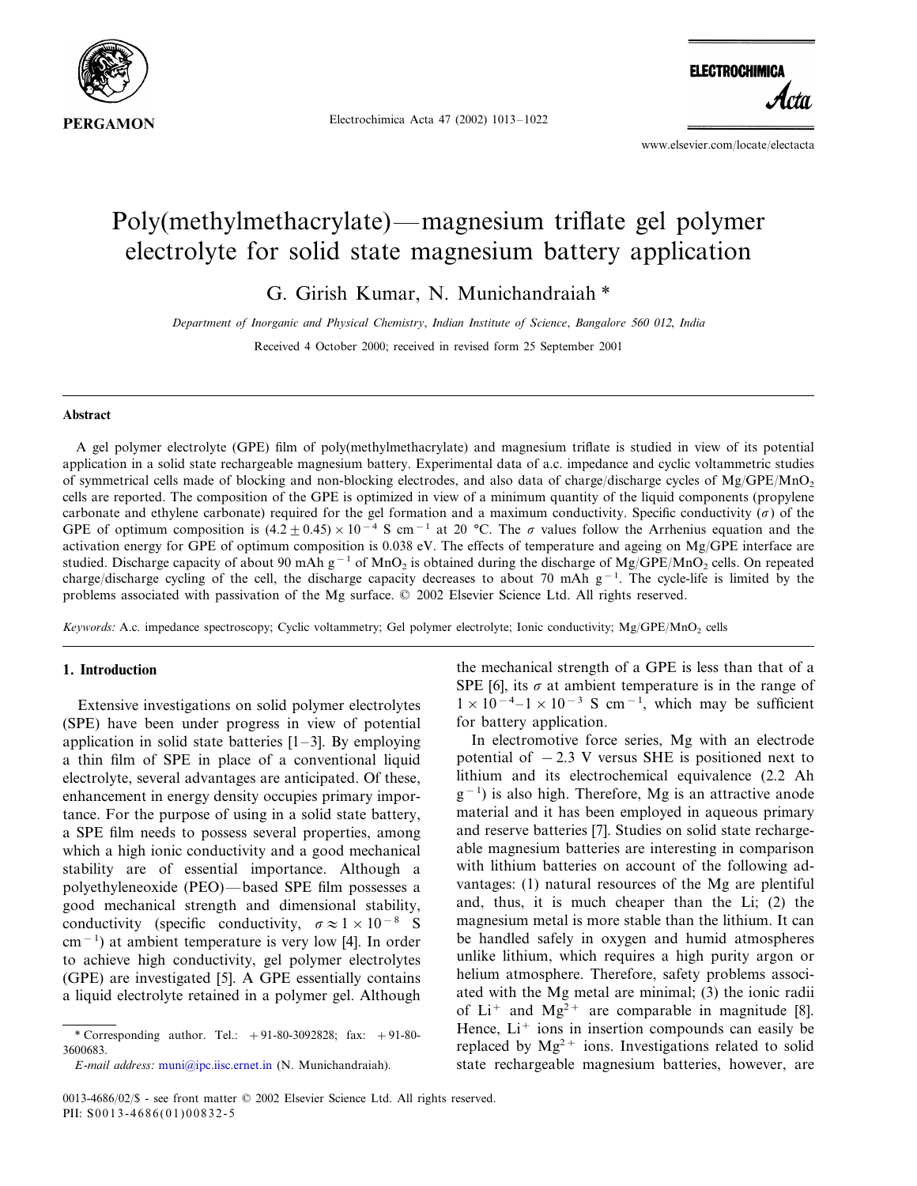# Poly(methylmethacrylate)—magnesium triflate gel polymer electrolyte for solid state magnesium battery application

G. Girish Kumar, N. Munichandraiah *

*Department of Inorganic and Physical Chemistry, Indian Institute of Science, Bangalore 560 012, India*

Received 4 October 2000; received in revised form 25 September 2001

## Abstract

A gel polymer electrolyte (GPE) film of poly(methylmethacrylate) and magnesium triflate is studied in view of its potential application in a solid state rechargeable magnesium battery. Experimental data of a.c. impedance and cyclic voltammetric studies of symmetrical cells made of blocking and non-blocking electrodes, and also data of charge/discharge cycles of Mg/GPE/$MnO_2$ cells are reported. The composition of the GPE is optimized in view of a minimum quantity of the liquid components (propylene carbonate and ethylene carbonate) required for the gel formation and a maximum conductivity. Specific conductivity ($\sigma$) of the GPE of optimum composition is $(4.2 \pm 0.45) \times 10^{-4}$ S $cm^{-1}$ at 20 °C. The $\sigma$ values follow the Arrhenius equation and the activation energy for GPE of optimum composition is 0.038 eV. The effects of temperature and ageing on Mg/GPE interface are studied. Discharge capacity of about 90 mAh $g^{-1}$ of $MnO_2$ is obtained during the discharge of Mg/GPE/$MnO_2$ cells. On repeated charge/discharge cycling of the cell, the discharge capacity decreases to about 70 mAh $g^{-1}$. The cycle-life is limited by the problems associated with passivation of the Mg surface. © 2002 Elsevier Science Ltd. All rights reserved.

*Keywords:* A.c. impedance spectroscopy; Cyclic voltammetry; Gel polymer electrolyte; Ionic conductivity; Mg/GPE/$MnO_2$ cells

## 1. Introduction

Extensive investigations on solid polymer electrolytes (SPE) have been under progress in view of potential application in solid state batteries [1–3]. By employing a thin film of SPE in place of a conventional liquid electrolyte, several advantages are anticipated. Of these, enhancement in energy density occupies primary importance. For the purpose of using in a solid state battery, a SPE film needs to possess several properties, among which a high ionic conductivity and a good mechanical stability are of essential importance. Although a polyethyleneoxide (PEO)—based SPE film possesses a good mechanical strength and dimensional stability, conductivity (specific conductivity, $\sigma \approx 1 \times 10^{-8}$ S $cm^{-1}$) at ambient temperature is very low [4]. In order to achieve high conductivity, gel polymer electrolytes (GPE) are investigated [5]. A GPE essentially contains a liquid electrolyte retained in a polymer gel. Although the mechanical strength of a GPE is less than that of a SPE [6], its $\sigma$ at ambient temperature is in the range of $1 \times 10^{-4}$–$1 \times 10^{-3}$ S $cm^{-1}$, which may be sufficient for battery application.

In electromotive force series, Mg with an electrode potential of $-2.3$ V versus SHE is positioned next to lithium and its electrochemical equivalence (2.2 Ah $g^{-1}$) is also high. Therefore, Mg is an attractive anode material and it has been employed in aqueous primary and reserve batteries [7]. Studies on solid state rechargeable magnesium batteries are interesting in comparison with lithium batteries on account of the following advantages: (1) natural resources of the Mg are plentiful and, thus, it is much cheaper than the Li; (2) the magnesium metal is more stable than the lithium. It can be handled safely in oxygen and humid atmospheres unlike lithium, which requires a high purity argon or helium atmosphere. Therefore, safety problems associated with the Mg metal are minimal; (3) the ionic radii of $Li^{+}$ and $Mg^{2+}$ are comparable in magnitude [8]. Hence, $Li^{+}$ ions in insertion compounds can easily be replaced by $Mg^{2+}$ ions. Investigations related to solid state rechargeable magnesium batteries, however, are

* Corresponding author. Tel.: +91-80-3092828; fax: +91-80-3600683.

*E-mail address:* muni@ipc.iisc.ernet.in (N. Munichandraiah).

0013-4686/02/$ - see front matter © 2002 Elsevier Science Ltd. All rights reserved.
PII: S0013-4686(01)00832-5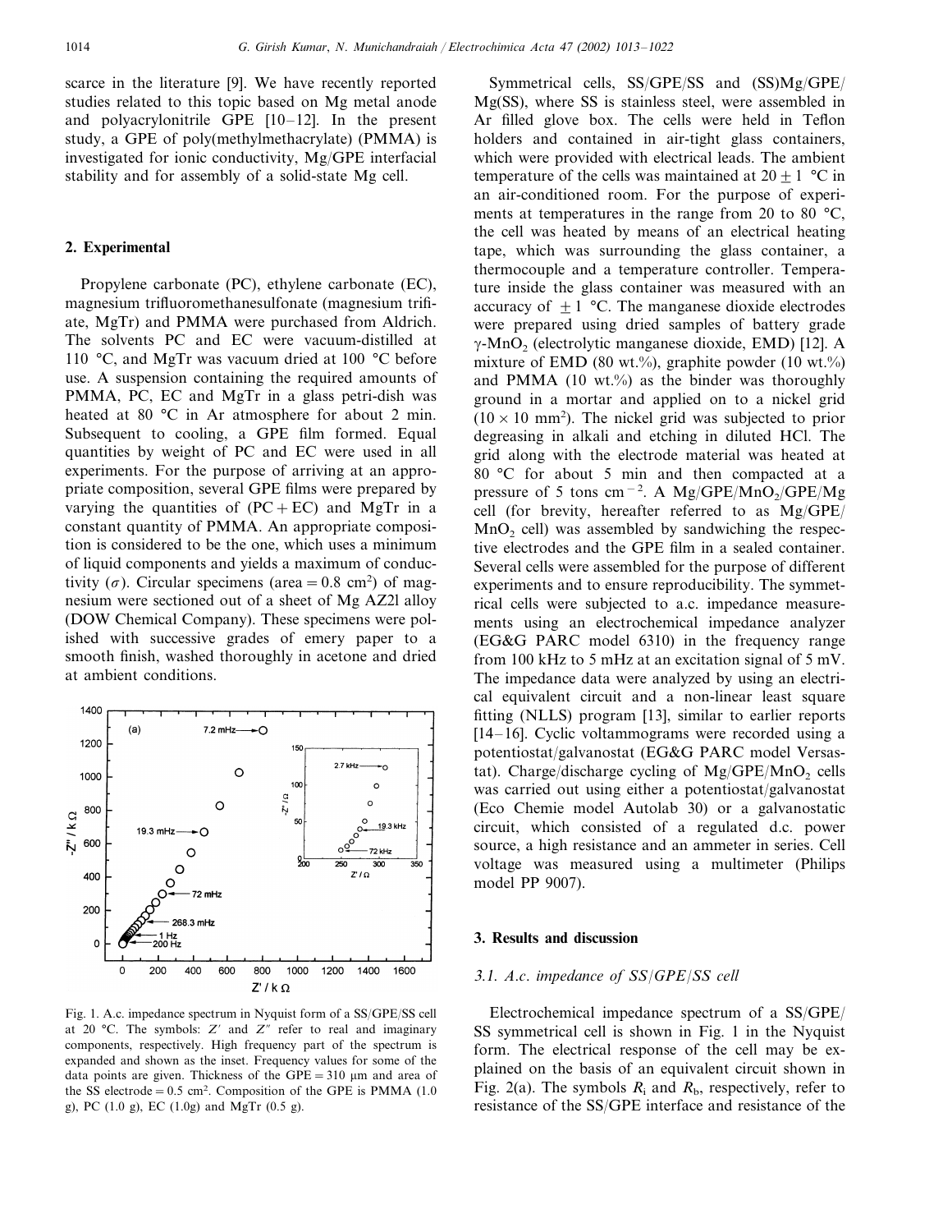scarce in the literature [9]. We have recently reported studies related to this topic based on Mg metal anode and polyacrylonitrile GPE [10–12]. In the present study, a GPE of poly(methylmethacrylate) (PMMA) is investigated for ionic conductivity, Mg/GPE interfacial stability and for assembly of a solid-state Mg cell.

## 2. Experimental

Propylene carbonate (PC), ethylene carbonate (EC), magnesium trifluoromethanesulfonate (magnesium triflate, MgTr) and PMMA were purchased from Aldrich. The solvents PC and EC were vacuum-distilled at 110 °C, and MgTr was vacuum dried at 100 °C before use. A suspension containing the required amounts of PMMA, PC, EC and MgTr in a glass petri-dish was heated at 80 °C in Ar atmosphere for about 2 min. Subsequent to cooling, a GPE film formed. Equal quantities by weight of PC and EC were used in all experiments. For the purpose of arriving at an appropriate composition, several GPE films were prepared by varying the quantities of (PC + EC) and MgTr in a constant quantity of PMMA. An appropriate composition is considered to be the one, which uses a minimum of liquid components and yields a maximum of conductivity ($\sigma$). Circular specimens (area = 0.8 $cm^2$) of magnesium were sectioned out of a sheet of Mg AZ21 alloy (DOW Chemical Company). These specimens were polished with successive grades of emery paper to a smooth finish, washed thoroughly in acetone and dried at ambient conditions.

Fig. 1. A.c. impedance spectrum in Nyquist form of a SS/GPE/SS cell at 20 °C. The symbols: $Z'$ and $Z''$ refer to real and imaginary components, respectively. High frequency part of the spectrum is expanded and shown as the inset. Frequency values for some of the data points are given. Thickness of the GPE = 310 μm and area of the SS electrode = 0.5 $cm^2$. Composition of the GPE is PMMA (1.0 g), PC (1.0 g), EC (1.0g) and MgTr (0.5 g).

Symmetrical cells, SS/GPE/SS and (SS)Mg/GPE/Mg(SS), where SS is stainless steel, were assembled in Ar filled glove box. The cells were held in Teflon holders and contained in air-tight glass containers, which were provided with electrical leads. The ambient temperature of the cells was maintained at 20 ± 1 °C in an air-conditioned room. For the purpose of experiments at temperatures in the range from 20 to 80 °C, the cell was heated by means of an electrical heating tape, which was surrounding the glass container, a thermocouple and a temperature controller. Temperature inside the glass container was measured with an accuracy of ± 1 °C. The manganese dioxide electrodes were prepared using dried samples of battery grade $\gamma$-$MnO_2$ (electrolytic manganese dioxide, EMD) [12]. A mixture of EMD (80 wt.%), graphite powder (10 wt.%) and PMMA (10 wt.%) as the binder was thoroughly ground in a mortar and applied on to a nickel grid ($10 \times 10$ $mm^2$). The nickel grid was subjected to prior degreasing in alkali and etching in diluted HCl. The grid along with the electrode material was heated at 80 °C for about 5 min and then compacted at a pressure of 5 tons $cm^{-2}$. A Mg/GPE/$MnO_2$/GPE/Mg cell (for brevity, hereafter referred to as Mg/GPE/$MnO_2$ cell) was assembled by sandwiching the respective electrodes and the GPE film in a sealed container. Several cells were assembled for the purpose of different experiments and to ensure reproducibility. The symmetrical cells were subjected to a.c. impedance measurements using an electrochemical impedance analyzer (EG&G PARC model 6310) in the frequency range from 100 kHz to 5 mHz at an excitation signal of 5 mV. The impedance data were analyzed by using an electrical equivalent circuit and a non-linear least square fitting (NLLS) program [13], similar to earlier reports [14–16]. Cyclic voltammograms were recorded using a potentiostat/galvanostat (EG&G PARC model Versastat). Charge/discharge cycling of Mg/GPE/$MnO_2$ cells was carried out using either a potentiostat/galvanostat (Eco Chemie model Autolab 30) or a galvanostatic circuit, which consisted of a regulated d.c. power source, a high resistance and an ammeter in series. Cell voltage was measured using a multimeter (Philips model PP 9007).

## 3. Results and discussion

### 3.1. A.c. impedance of SS/GPE/SS cell

Electrochemical impedance spectrum of a SS/GPE/SS symmetrical cell is shown in Fig. 1 in the Nyquist form. The electrical response of the cell may be explained on the basis of an equivalent circuit shown in Fig. 2(a). The symbols $R_i$ and $R_b$, respectively, refer to resistance of the SS/GPE interface and resistance of the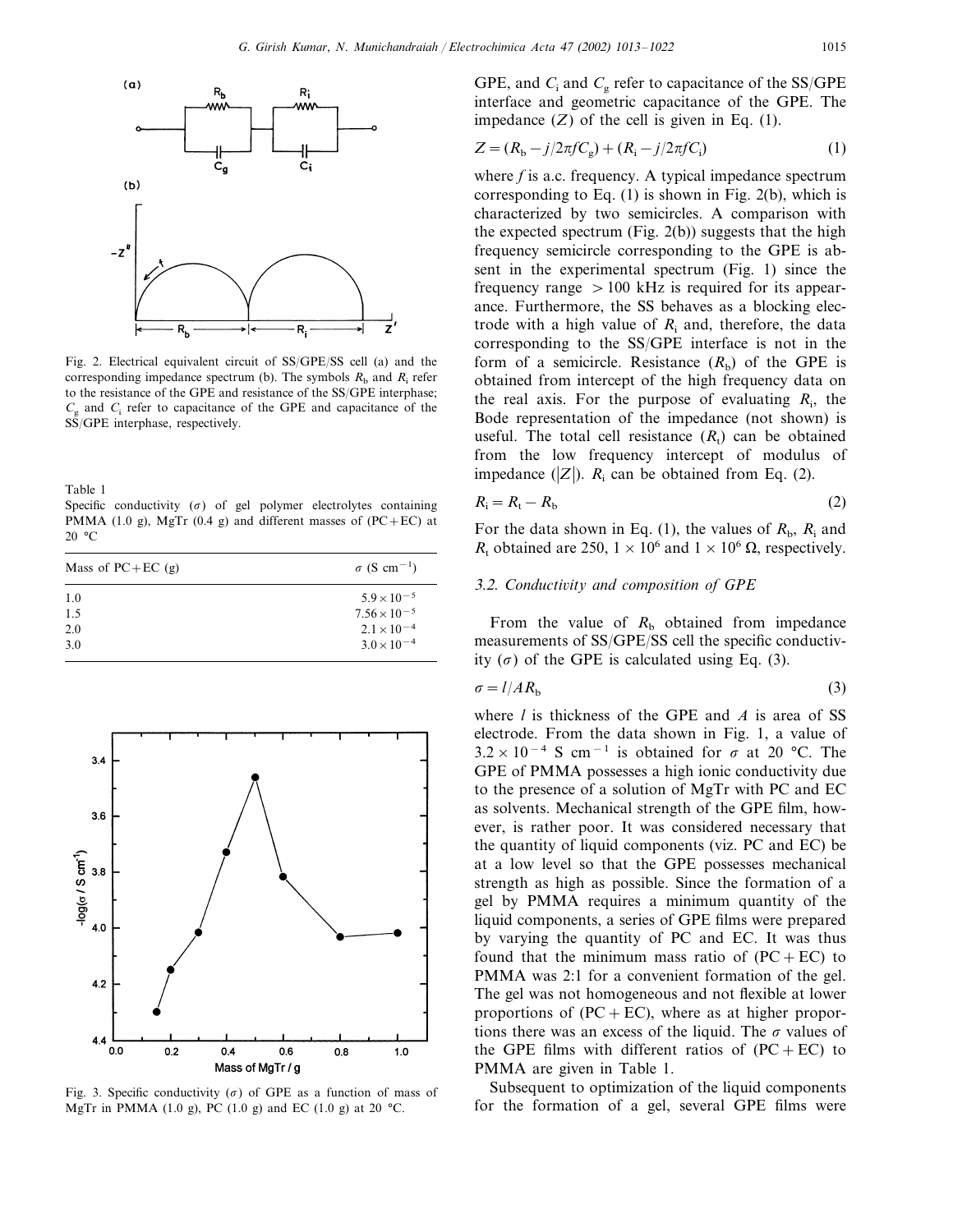Fig. 2. Electrical equivalent circuit of SS/GPE/SS cell (a) and the corresponding impedance spectrum (b). The symbols $R_b$ and $R_i$ refer to the resistance of the GPE and resistance of the SS/GPE interphase; $C_g$ and $C_i$ refer to capacitance of the GPE and capacitance of the SS/GPE interphase, respectively.

Table 1
Specific conductivity ($\sigma$) of gel polymer electrolytes containing PMMA (1.0 g), MgTr (0.4 g) and different masses of (PC+EC) at 20 °C

| Mass of PC+EC (g) | $\sigma$ (S cm$^{-1}$) |
|---|---|
| 1.0 | $5.9\times10^{-5}$ |
| 1.5 | $7.56\times10^{-5}$ |
| 2.0 | $2.1\times10^{-4}$ |
| 3.0 | $3.0\times10^{-4}$ |

Fig. 3. Specific conductivity ($\sigma$) of GPE as a function of mass of MgTr in PMMA (1.0 g), PC (1.0 g) and EC (1.0 g) at 20 °C.

GPE, and $C_i$ and $C_g$ refer to capacitance of the SS/GPE interface and geometric capacitance of the GPE. The impedance ($Z$) of the cell is given in Eq. (1).

$$Z = (R_b - j/2\pi f C_g) + (R_i - j/2\pi f C_i) \quad (1)$$

where $f$ is a.c. frequency. A typical impedance spectrum corresponding to Eq. (1) is shown in Fig. 2(b), which is characterized by two semicircles. A comparison with the expected spectrum (Fig. 2(b)) suggests that the high frequency semicircle corresponding to the GPE is absent in the experimental spectrum (Fig. 1) since the frequency range > 100 kHz is required for its appearance. Furthermore, the SS behaves as a blocking electrode with a high value of $R_i$ and, therefore, the data corresponding to the SS/GPE interface is not in the form of a semicircle. Resistance ($R_b$) of the GPE is obtained from intercept of the high frequency data on the real axis. For the purpose of evaluating $R_i$, the Bode representation of the impedance (not shown) is useful. The total cell resistance ($R_t$) can be obtained from the low frequency intercept of modulus of impedance ($|Z|$). $R_i$ can be obtained from Eq. (2).

$$R_i = R_t - R_b \quad (2)$$

For the data shown in Eq. (1), the values of $R_b$, $R_i$ and $R_t$ obtained are 250, $1\times10^6$ and $1\times10^6$ Ω, respectively.

### 3.2. Conductivity and composition of GPE

From the value of $R_b$ obtained from impedance measurements of SS/GPE/SS cell the specific conductivity ($\sigma$) of the GPE is calculated using Eq. (3).

$$\sigma = l/AR_b \quad (3)$$

where $l$ is thickness of the GPE and $A$ is area of SS electrode. From the data shown in Fig. 1, a value of $3.2\times10^{-4}$ S cm$^{-1}$ is obtained for $\sigma$ at 20 °C. The GPE of PMMA possesses a high ionic conductivity due to the presence of a solution of MgTr with PC and EC as solvents. Mechanical strength of the GPE film, however, is rather poor. It was considered necessary that the quantity of liquid components (viz. PC and EC) be at a low level so that the GPE possesses mechanical strength as high as possible. Since the formation of a gel by PMMA requires a minimum quantity of the liquid components, a series of GPE films were prepared by varying the quantity of PC and EC. It was thus found that the minimum mass ratio of (PC+EC) to PMMA was 2:1 for a convenient formation of the gel. The gel was not homogeneous and not flexible at lower proportions of (PC+EC), where as at higher proportions there was an excess of the liquid. The $\sigma$ values of the GPE films with different ratios of (PC+EC) to PMMA are given in Table 1.

Subsequent to optimization of the liquid components for the formation of a gel, several GPE films were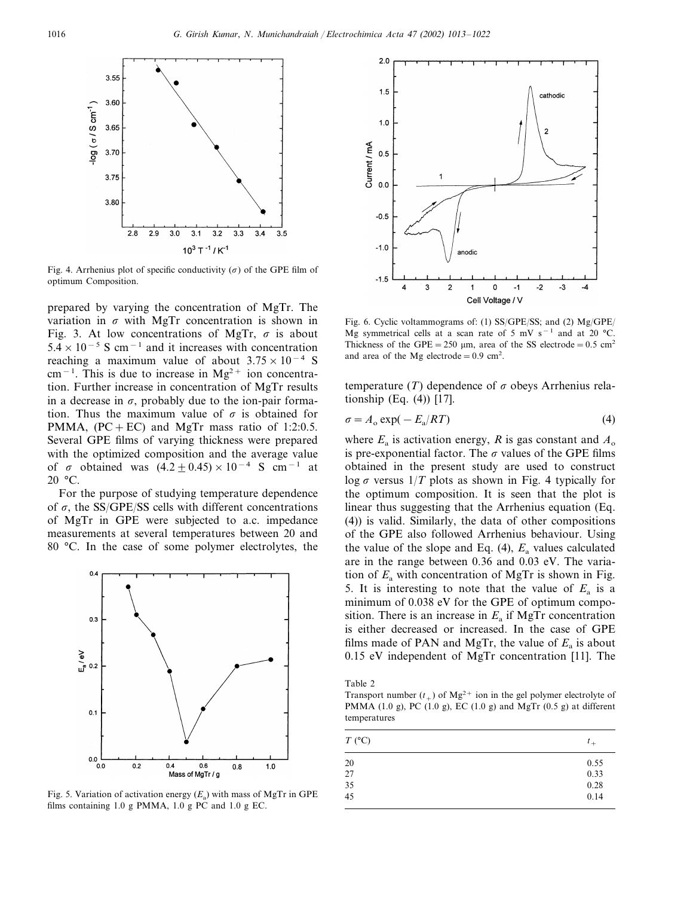Fig. 4. Arrhenius plot of specific conductivity ($\sigma$) of the GPE film of optimum Composition.

prepared by varying the concentration of MgTr. The variation in $\sigma$ with MgTr concentration is shown in Fig. 3. At low concentrations of MgTr, $\sigma$ is about $5.4 \times 10^{-5}$ S cm$^{-1}$ and it increases with concentration reaching a maximum value of about $3.75 \times 10^{-4}$ S cm$^{-1}$. This is due to increase in $Mg^{2+}$ ion concentration. Further increase in concentration of MgTr results in a decrease in $\sigma$, probably due to the ion-pair formation. Thus the maximum value of $\sigma$ is obtained for PMMA, (PC + EC) and MgTr mass ratio of 1:2:0.5. Several GPE films of varying thickness were prepared with the optimized composition and the average value of $\sigma$ obtained was $(4.2 \pm 0.45) \times 10^{-4}$ S cm$^{-1}$ at 20 °C.

For the purpose of studying temperature dependence of $\sigma$, the SS/GPE/SS cells with different concentrations of MgTr in GPE were subjected to a.c. impedance measurements at several temperatures between 20 and 80 °C. In the case of some polymer electrolytes, the

Fig. 5. Variation of activation energy ($E_a$) with mass of MgTr in GPE films containing 1.0 g PMMA, 1.0 g PC and 1.0 g EC.

Fig. 6. Cyclic voltammograms of: (1) SS/GPE/SS; and (2) Mg/GPE/Mg symmetrical cells at a scan rate of 5 mV s$^{-1}$ and at 20 °C. Thickness of the GPE = 250 μm, area of the SS electrode = 0.5 cm$^2$ and area of the Mg electrode = 0.9 cm$^2$.

temperature ($T$) dependence of $\sigma$ obeys Arrhenius relationship (Eq. (4)) [17].

$$\sigma = A_o \exp(-E_a/RT) \tag{4}$$

where $E_a$ is activation energy, $R$ is gas constant and $A_o$ is pre-exponential factor. The $\sigma$ values of the GPE films obtained in the present study are used to construct $\log \sigma$ versus $1/T$ plots as shown in Fig. 4 typically for the optimum composition. It is seen that the plot is linear thus suggesting that the Arrhenius equation (Eq. (4)) is valid. Similarly, the data of other compositions of the GPE also followed Arrhenius behaviour. Using the value of the slope and Eq. (4), $E_a$ values calculated are in the range between 0.36 and 0.03 eV. The variation of $E_a$ with concentration of MgTr is shown in Fig. 5. It is interesting to note that the value of $E_a$ is a minimum of 0.038 eV for the GPE of optimum composition. There is an increase in $E_a$ if MgTr concentration is either decreased or increased. In the case of GPE films made of PAN and MgTr, the value of $E_a$ is about 0.15 eV independent of MgTr concentration [11]. The

Table 2
Transport number ($t_+$) of $Mg^{2+}$ ion in the gel polymer electrolyte of PMMA (1.0 g), PC (1.0 g), EC (1.0 g) and MgTr (0.5 g) at different temperatures

| $T$ (°C) | $t_+$ |
|---|---|
| 20 | 0.55 |
| 27 | 0.33 |
| 35 | 0.28 |
| 45 | 0.14 |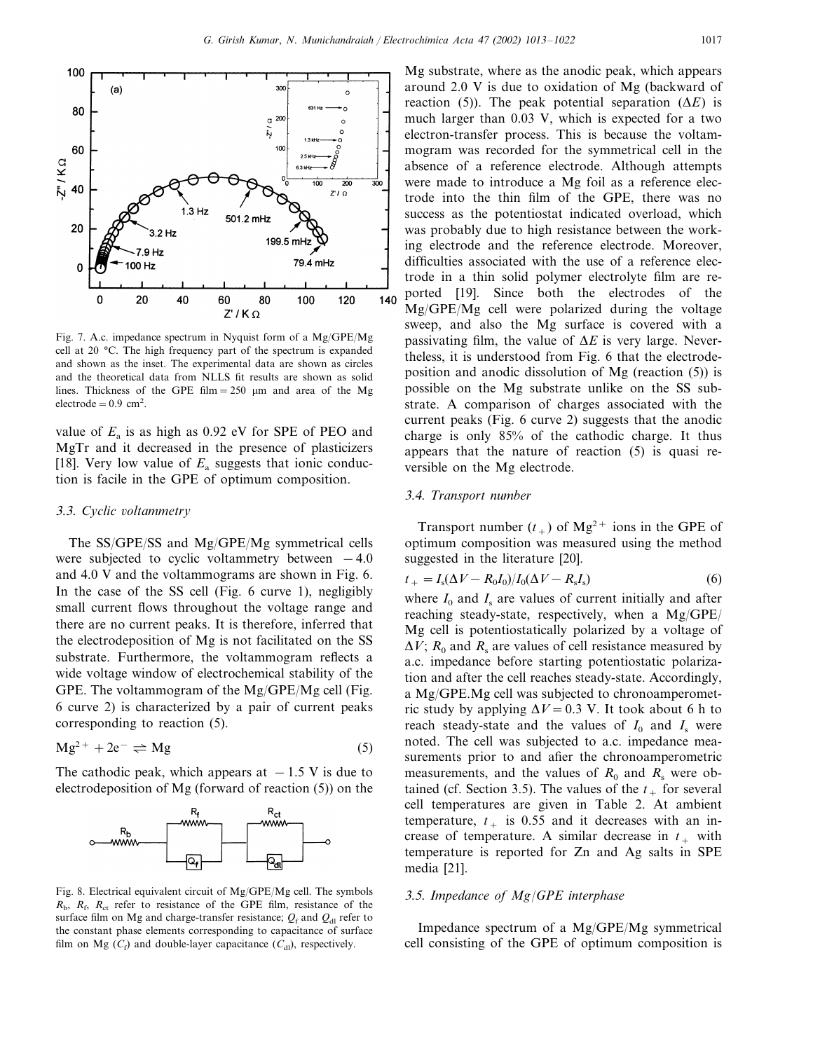Fig. 7. A.c. impedance spectrum in Nyquist form of a Mg/GPE/Mg cell at 20 °C. The high frequency part of the spectrum is expanded and shown as the inset. The experimental data are shown as circles and the theoretical data from NLLS fit results are shown as solid lines. Thickness of the GPE film = 250 μm and area of the Mg electrode = 0.9 cm$^2$.

value of $E_a$ is as high as 0.92 eV for SPE of PEO and MgTr and it decreased in the presence of plasticizers [18]. Very low value of $E_a$ suggests that ionic conduction is facile in the GPE of optimum composition.

### 3.3. Cyclic voltammetry

The SS/GPE/SS and Mg/GPE/Mg symmetrical cells were subjected to cyclic voltammetry between −4.0 and 4.0 V and the voltammograms are shown in Fig. 6. In the case of the SS cell (Fig. 6 curve 1), negligibly small current flows throughout the voltage range and there are no current peaks. It is therefore, inferred that the electrodeposition of Mg is not facilitated on the SS substrate. Furthermore, the voltammogram reflects a wide voltage window of electrochemical stability of the GPE. The voltammogram of the Mg/GPE/Mg cell (Fig. 6 curve 2) is characterized by a pair of current peaks corresponding to reaction (5).

$$Mg^{2+} + 2e^- \rightleftharpoons Mg \tag{5}$$

The cathodic peak, which appears at −1.5 V is due to electrodeposition of Mg (forward of reaction (5)) on the Mg substrate, where as the anodic peak, which appears around 2.0 V is due to oxidation of Mg (backward of reaction (5)). The peak potential separation ($\Delta E$) is much larger than 0.03 V, which is expected for a two electron-transfer process. This is because the voltammogram was recorded for the symmetrical cell in the absence of a reference electrode. Although attempts were made to introduce a Mg foil as a reference electrode into the thin film of the GPE, there was no success as the potentiostat indicated overload, which was probably due to high resistance between the working electrode and the reference electrode. Moreover, difficulties associated with the use of a reference electrode in a thin solid polymer electrolyte film are reported [19]. Since both the electrodes of the Mg/GPE/Mg cell were polarized during the voltage sweep, and also the Mg surface is covered with a passivating film, the value of $\Delta E$ is very large. Nevertheless, it is understood from Fig. 6 that the electrodeposition and anodic dissolution of Mg (reaction (5)) is possible on the Mg substrate unlike on the SS substrate. A comparison of charges associated with the current peaks (Fig. 6 curve 2) suggests that the anodic charge is only 85% of the cathodic charge. It thus appears that the nature of reaction (5) is quasi reversible on the Mg electrode.

Fig. 8. Electrical equivalent circuit of Mg/GPE/Mg cell. The symbols $R_b$, $R_f$, $R_{ct}$ refer to resistance of the GPE film, resistance of the surface film on Mg and charge-transfer resistance; $Q_f$ and $Q_{dl}$ refer to the constant phase elements corresponding to capacitance of surface film on Mg ($C_f$) and double-layer capacitance ($C_{dl}$), respectively.

### 3.4. Transport number

Transport number ($t_+$) of $Mg^{2+}$ ions in the GPE of optimum composition was measured using the method suggested in the literature [20].

$$t_+ = I_s(\Delta V - R_0 I_0)/I_0(\Delta V - R_s I_s) \tag{6}$$

where $I_0$ and $I_s$ are values of current initially and after reaching steady-state, respectively, when a Mg/GPE/Mg cell is potentiostatically polarized by a voltage of $\Delta V$; $R_0$ and $R_s$ are values of cell resistance measured by a.c. impedance before starting potentiostatic polarization and after the cell reaches steady-state. Accordingly, a Mg/GPE.Mg cell was subjected to chronoamperometric study by applying $\Delta V = 0.3$ V. It took about 6 h to reach steady-state and the values of $I_0$ and $I_s$ were noted. The cell was subjected to a.c. impedance measurements prior to and after the chronoamperometric measurements, and the values of $R_0$ and $R_s$ were obtained (cf. Section 3.5). The values of the $t_+$ for several cell temperatures are given in Table 2. At ambient temperature, $t_+$ is 0.55 and it decreases with an increase of temperature. A similar decrease in $t_+$ with temperature is reported for Zn and Ag salts in SPE media [21].

### 3.5. Impedance of Mg/GPE interphase

Impedance spectrum of a Mg/GPE/Mg symmetrical cell consisting of the GPE of optimum composition is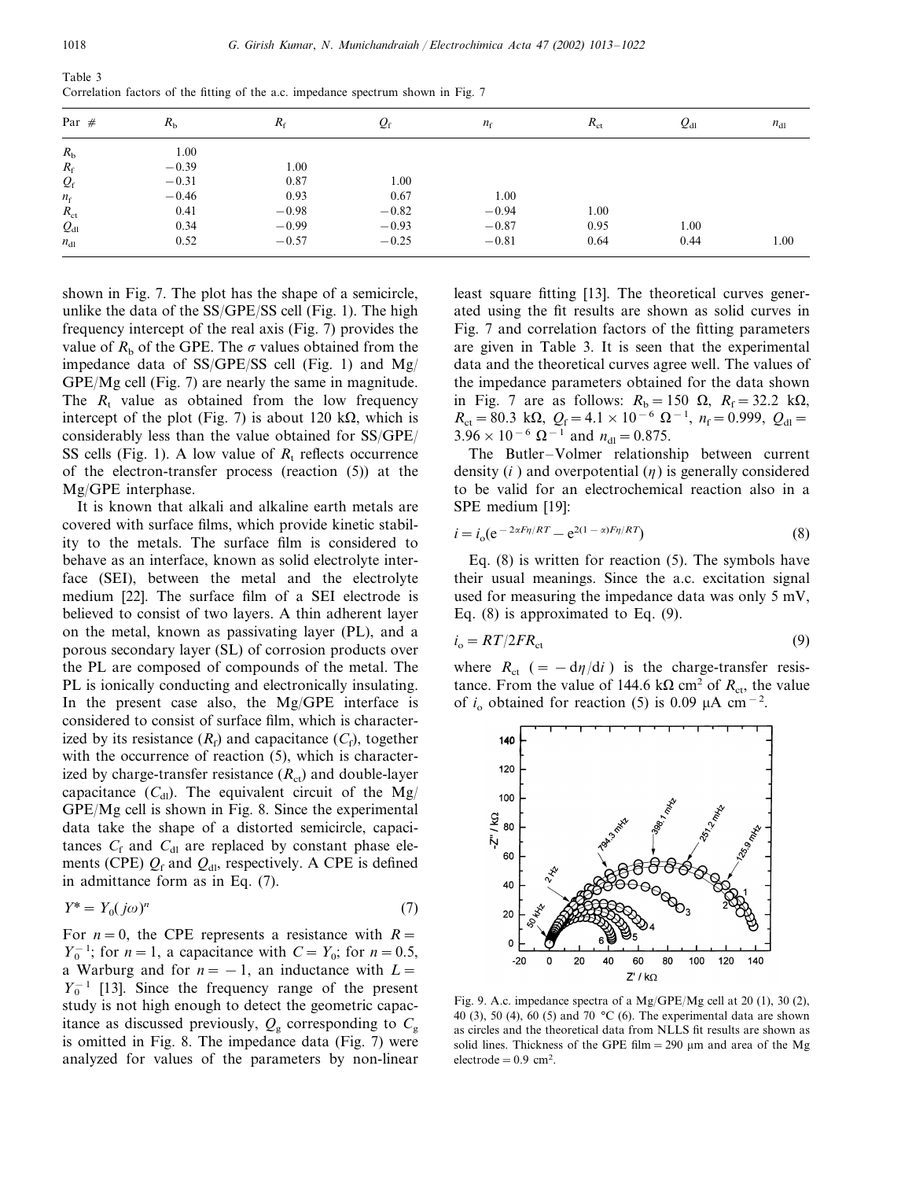Table 3
Correlation factors of the fitting of the a.c. impedance spectrum shown in Fig. 7

| Par # | $R_b$ | $R_f$ | $Q_f$ | $n_f$ | $R_{ct}$ | $Q_{dl}$ | $n_{dl}$ |
|---|---|---|---|---|---|---|---|
| $R_b$ | 1.00 | | | | | | |
| $R_f$ | −0.39 | 1.00 | | | | | |
| $Q_f$ | −0.31 | 0.87 | 1.00 | | | | |
| $n_f$ | −0.46 | 0.93 | 0.67 | 1.00 | | | |
| $R_{ct}$ | 0.41 | −0.98 | −0.82 | −0.94 | 1.00 | | |
| $Q_{dl}$ | 0.34 | −0.99 | −0.93 | −0.87 | 0.95 | 1.00 | |
| $n_{dl}$ | 0.52 | −0.57 | −0.25 | −0.81 | 0.64 | 0.44 | 1.00 |

shown in Fig. 7. The plot has the shape of a semicircle, unlike the data of the SS/GPE/SS cell (Fig. 1). The high frequency intercept of the real axis (Fig. 7) provides the value of $R_b$ of the GPE. The $\sigma$ values obtained from the impedance data of SS/GPE/SS cell (Fig. 1) and Mg/GPE/Mg cell (Fig. 7) are nearly the same in magnitude. The $R_t$ value as obtained from the low frequency intercept of the plot (Fig. 7) is about 120 kΩ, which is considerably less than the value obtained for SS/GPE/SS cells (Fig. 1). A low value of $R_t$ reflects occurrence of the electron-transfer process (reaction (5)) at the Mg/GPE interphase.

It is known that alkali and alkaline earth metals are covered with surface films, which provide kinetic stability to the metals. The surface film is considered to behave as an interface, known as solid electrolyte interface (SEI), between the metal and the electrolyte medium [22]. The surface film of a SEI electrode is believed to consist of two layers. A thin adherent layer on the metal, known as passivating layer (PL), and a porous secondary layer (SL) of corrosion products over the PL are composed of compounds of the metal. The PL is ionically conducting and electronically insulating. In the present case also, the Mg/GPE interface is considered to consist of surface film, which is characterized by its resistance ($R_f$) and capacitance ($C_f$), together with the occurrence of reaction (5), which is characterized by charge-transfer resistance ($R_{ct}$) and double-layer capacitance ($C_{dl}$). The equivalent circuit of the Mg/GPE/Mg cell is shown in Fig. 8. Since the experimental data take the shape of a distorted semicircle, capacitances $C_f$ and $C_{dl}$ are replaced by constant phase elements (CPE) $Q_f$ and $Q_{dl}$, respectively. A CPE is defined in admittance form as in Eq. (7).

$$Y^* = Y_0(j\omega)^n \tag{7}$$

For $n=0$, the CPE represents a resistance with $R = Y_0^{-1}$; for $n=1$, a capacitance with $C = Y_0$; for $n=0.5$, a Warburg and for $n=-1$, an inductance with $L = Y_0^{-1}$ [13]. Since the frequency range of the present study is not high enough to detect the geometric capacitance as discussed previously, $Q_g$ corresponding to $C_g$ is omitted in Fig. 8. The impedance data (Fig. 7) were analyzed for values of the parameters by non-linear least square fitting [13]. The theoretical curves generated using the fit results are shown as solid curves in Fig. 7 and correlation factors of the fitting parameters are given in Table 3. It is seen that the experimental data and the theoretical curves agree well. The values of the impedance parameters obtained for the data shown in Fig. 7 are as follows: $R_b = 150$ Ω, $R_f = 32.2$ kΩ, $R_{ct} = 80.3$ kΩ, $Q_f = 4.1 \times 10^{-6}$ $\Omega^{-1}$, $n_f = 0.999$, $Q_{dl} = 3.96 \times 10^{-6}$ $\Omega^{-1}$ and $n_{dl} = 0.875$.

The Butler–Volmer relationship between current density ($i$) and overpotential ($\eta$) is generally considered to be valid for an electrochemical reaction also in a SPE medium [19]:

$$i = i_o(e^{-2\alpha F\eta/RT} - e^{2(1-\alpha)F\eta/RT}) \tag{8}$$

Eq. (8) is written for reaction (5). The symbols have their usual meanings. Since the a.c. excitation signal used for measuring the impedance data was only 5 mV, Eq. (8) is approximated to Eq. (9).

$$i_o = RT/2FR_{ct} \tag{9}$$

where $R_{ct}$ $(= -d\eta/di)$ is the charge-transfer resistance. From the value of 144.6 kΩ cm$^2$ of $R_{ct}$, the value of $i_o$ obtained for reaction (5) is 0.09 μA cm$^{-2}$.

Fig. 9. A.c. impedance spectra of a Mg/GPE/Mg cell at 20 (1), 30 (2), 40 (3), 50 (4), 60 (5) and 70 °C (6). The experimental data are shown as circles and the theoretical data from NLLS fit results are shown as solid lines. Thickness of the GPE film = 290 μm and area of the Mg electrode = 0.9 cm$^2$.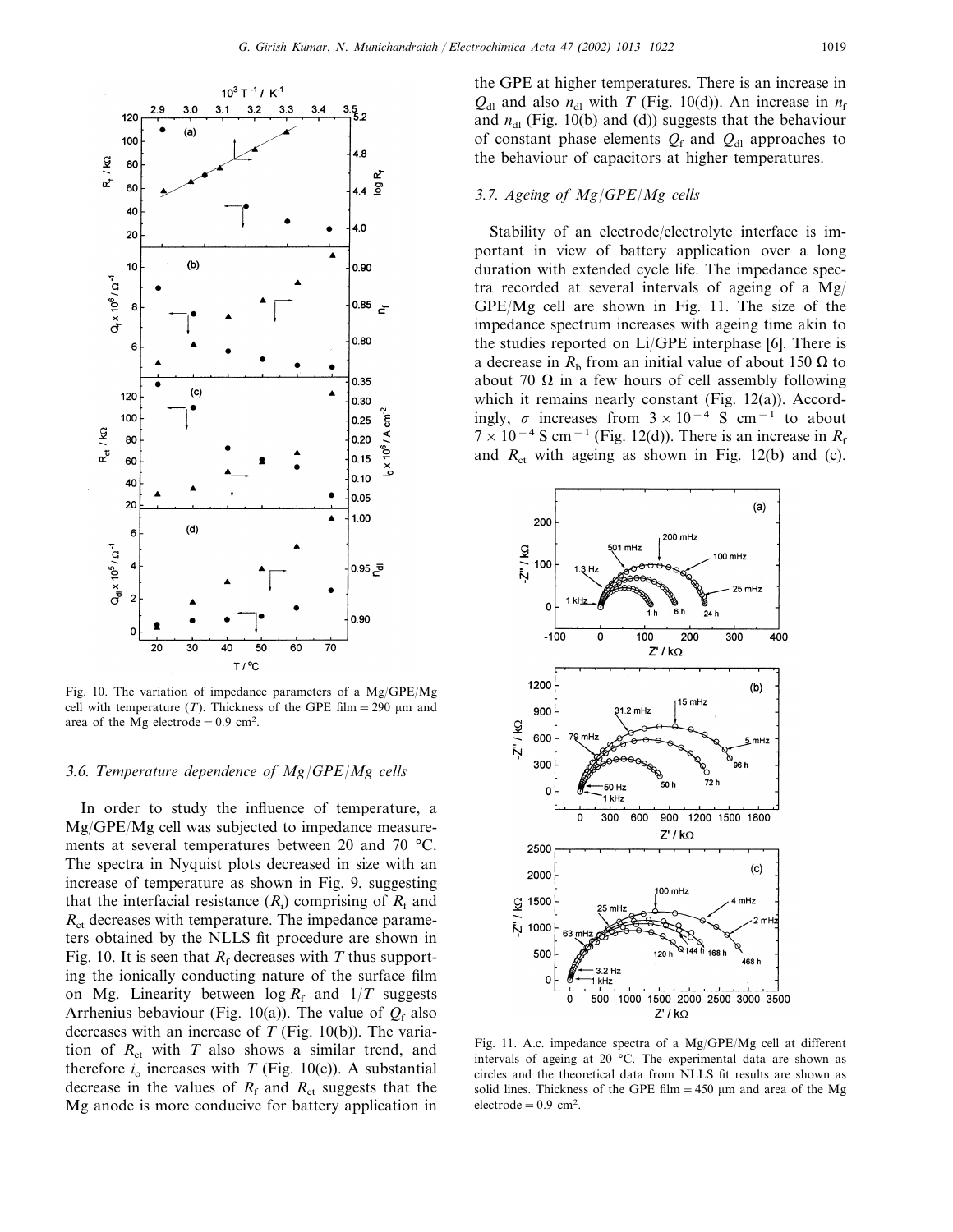Fig. 10. The variation of impedance parameters of a Mg/GPE/Mg cell with temperature ($T$). Thickness of the GPE film = 290 μm and area of the Mg electrode = 0.9 cm$^2$.

### 3.6. Temperature dependence of Mg/GPE/Mg cells

In order to study the influence of temperature, a Mg/GPE/Mg cell was subjected to impedance measurements at several temperatures between 20 and 70 °C. The spectra in Nyquist plots decreased in size with an increase of temperature as shown in Fig. 9, suggesting that the interfacial resistance ($R_i$) comprising of $R_f$ and $R_{ct}$ decreases with temperature. The impedance parameters obtained by the NLLS fit procedure are shown in Fig. 10. It is seen that $R_f$ decreases with $T$ thus supporting the ionically conducting nature of the surface film on Mg. Linearity between $\log R_f$ and $1/T$ suggests Arrhenius bebaviour (Fig. 10(a)). The value of $Q_f$ also decreases with an increase of $T$ (Fig. 10(b)). The variation of $R_{ct}$ with $T$ also shows a similar trend, and therefore $i_o$ increases with $T$ (Fig. 10(c)). A substantial decrease in the values of $R_f$ and $R_{ct}$ suggests that the Mg anode is more conducive for battery application in the GPE at higher temperatures. There is an increase in $Q_{dl}$ and also $n_{dl}$ with $T$ (Fig. 10(d)). An increase in $n_f$ and $n_{dl}$ (Fig. 10(b) and (d)) suggests that the behaviour of constant phase elements $Q_f$ and $Q_{dl}$ approaches to the behaviour of capacitors at higher temperatures.

### 3.7. Ageing of Mg/GPE/Mg cells

Stability of an electrode/electrolyte interface is important in view of battery application over a long duration with extended cycle life. The impedance spectra recorded at several intervals of ageing of a Mg/GPE/Mg cell are shown in Fig. 11. The size of the impedance spectrum increases with ageing time akin to the studies reported on Li/GPE interphase [6]. There is a decrease in $R_b$ from an initial value of about 150 Ω to about 70 Ω in a few hours of cell assembly following which it remains nearly constant (Fig. 12(a)). Accordingly, $\sigma$ increases from $3 \times 10^{-4}$ S cm$^{-1}$ to about $7 \times 10^{-4}$ S cm$^{-1}$ (Fig. 12(d)). There is an increase in $R_f$ and $R_{ct}$ with ageing as shown in Fig. 12(b) and (c).

Fig. 11. A.c. impedance spectra of a Mg/GPE/Mg cell at different intervals of ageing at 20 °C. The experimental data are shown as circles and the theoretical data from NLLS fit results are shown as solid lines. Thickness of the GPE film = 450 μm and area of the Mg electrode = 0.9 cm$^2$.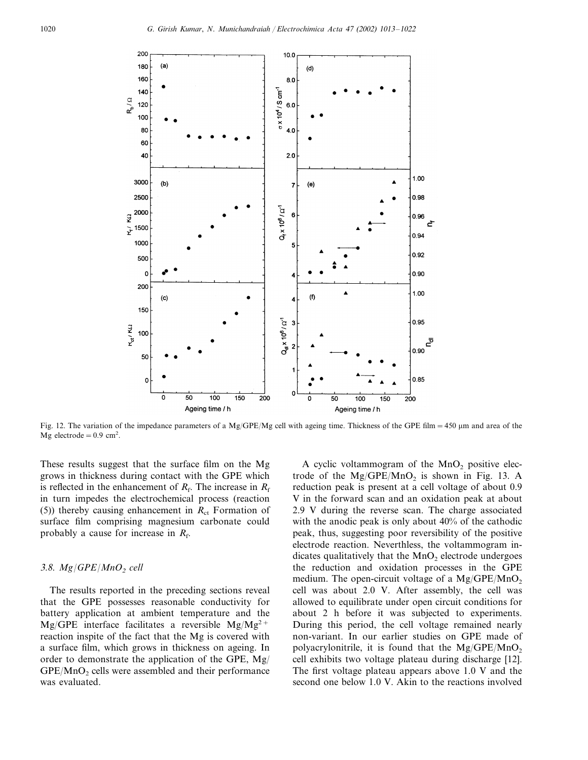Fig. 12. The variation of the impedance parameters of a Mg/GPE/Mg cell with ageing time. Thickness of the GPE film = 450 μm and area of the Mg electrode = 0.9 $cm^2$.

These results suggest that the surface film on the Mg grows in thickness during contact with the GPE which is reflected in the enhancement of $R_f$. The increase in $R_f$ in turn impedes the electrochemical process (reaction (5)) thereby causing enhancement in $R_{ct}$ Formation of surface film comprising magnesium carbonate could probably a cause for increase in $R_f$.

### 3.8. Mg/GPE/$MnO_2$ cell

The results reported in the preceding sections reveal that the GPE possesses reasonable conductivity for battery application at ambient temperature and the Mg/GPE interface facilitates a reversible $Mg/Mg^{2+}$ reaction inspite of the fact that the Mg is covered with a surface film, which grows in thickness on ageing. In order to demonstrate the application of the GPE, Mg/GPE/$MnO_2$ cells were assembled and their performance was evaluated.

A cyclic voltammogram of the $MnO_2$ positive electrode of the Mg/GPE/$MnO_2$ is shown in Fig. 13. A reduction peak is present at a cell voltage of about 0.9 V in the forward scan and an oxidation peak at about 2.9 V during the reverse scan. The charge associated with the anodic peak is only about 40% of the cathodic peak, thus, suggesting poor reversibility of the positive electrode reaction. Neverthless, the voltammogram indicates qualitatively that the $MnO_2$ electrode undergoes the reduction and oxidation processes in the GPE medium. The open-circuit voltage of a Mg/GPE/$MnO_2$ cell was about 2.0 V. After assembly, the cell was allowed to equilibrate under open circuit conditions for about 2 h before it was subjected to experiments. During this period, the cell voltage remained nearly non-variant. In our earlier studies on GPE made of polyacrylonitrile, it is found that the Mg/GPE/$MnO_2$ cell exhibits two voltage plateau during discharge [12]. The first voltage plateau appears above 1.0 V and the second one below 1.0 V. Akin to the reactions involved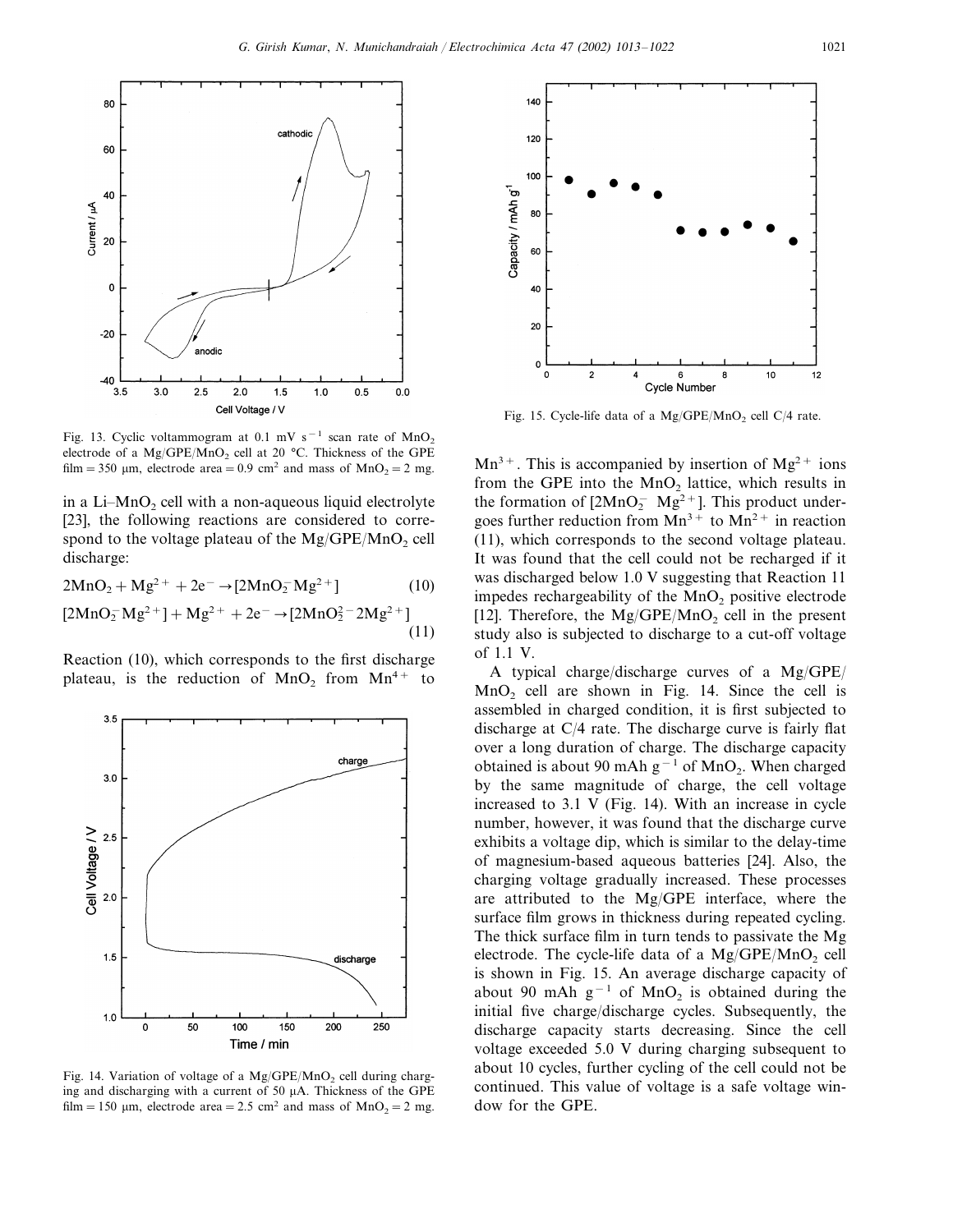Fig. 13. Cyclic voltammogram at 0.1 mV $s^{-1}$ scan rate of $MnO_2$ electrode of a Mg/GPE/$MnO_2$ cell at 20 °C. Thickness of the GPE film = 350 μm, electrode area = 0.9 $cm^2$ and mass of $MnO_2$ = 2 mg.

in a Li–$MnO_2$ cell with a non-aqueous liquid electrolyte [23], the following reactions are considered to correspond to the voltage plateau of the Mg/GPE/$MnO_2$ cell discharge:

$$2MnO_2 + Mg^{2+} + 2e^- \rightarrow [2MnO_2^- Mg^{2+}] \tag{10}$$

$$[2MnO_2^- Mg^{2+}] + Mg^{2+} + 2e^- \rightarrow [2MnO_2^{2-} 2Mg^{2+}] \tag{11}$$

Reaction (10), which corresponds to the first discharge plateau, is the reduction of $MnO_2$ from $Mn^{4+}$ to $Mn^{3+}$. This is accompanied by insertion of $Mg^{2+}$ ions from the GPE into the $MnO_2$ lattice, which results in the formation of $[2MnO_2^- \; Mg^{2+}]$. This product undergoes further reduction from $Mn^{3+}$ to $Mn^{2+}$ in reaction (11), which corresponds to the second voltage plateau. It was found that the cell could not be recharged if it was discharged below 1.0 V suggesting that Reaction 11 impedes rechargeability of the $MnO_2$ positive electrode [12]. Therefore, the Mg/GPE/$MnO_2$ cell in the present study also is subjected to discharge to a cut-off voltage of 1.1 V.

Fig. 14. Variation of voltage of a Mg/GPE/$MnO_2$ cell during charging and discharging with a current of 50 μA. Thickness of the GPE film = 150 μm, electrode area = 2.5 $cm^2$ and mass of $MnO_2$ = 2 mg.

Fig. 15. Cycle-life data of a Mg/GPE/$MnO_2$ cell C/4 rate.

A typical charge/discharge curves of a Mg/GPE/$MnO_2$ cell are shown in Fig. 14. Since the cell is assembled in charged condition, it is first subjected to discharge at C/4 rate. The discharge curve is fairly flat over a long duration of charge. The discharge capacity obtained is about 90 mAh $g^{-1}$ of $MnO_2$. When charged by the same magnitude of charge, the cell voltage increased to 3.1 V (Fig. 14). With an increase in cycle number, however, it was found that the discharge curve exhibits a voltage dip, which is similar to the delay-time of magnesium-based aqueous batteries [24]. Also, the charging voltage gradually increased. These processes are attributed to the Mg/GPE interface, where the surface film grows in thickness during repeated cycling. The thick surface film in turn tends to passivate the Mg electrode. The cycle-life data of a Mg/GPE/$MnO_2$ cell is shown in Fig. 15. An average discharge capacity of about 90 mAh $g^{-1}$ of $MnO_2$ is obtained during the initial five charge/discharge cycles. Subsequently, the discharge capacity starts decreasing. Since the cell voltage exceeded 5.0 V during charging subsequent to about 10 cycles, further cycling of the cell could not be continued. This value of voltage is a safe voltage window for the GPE.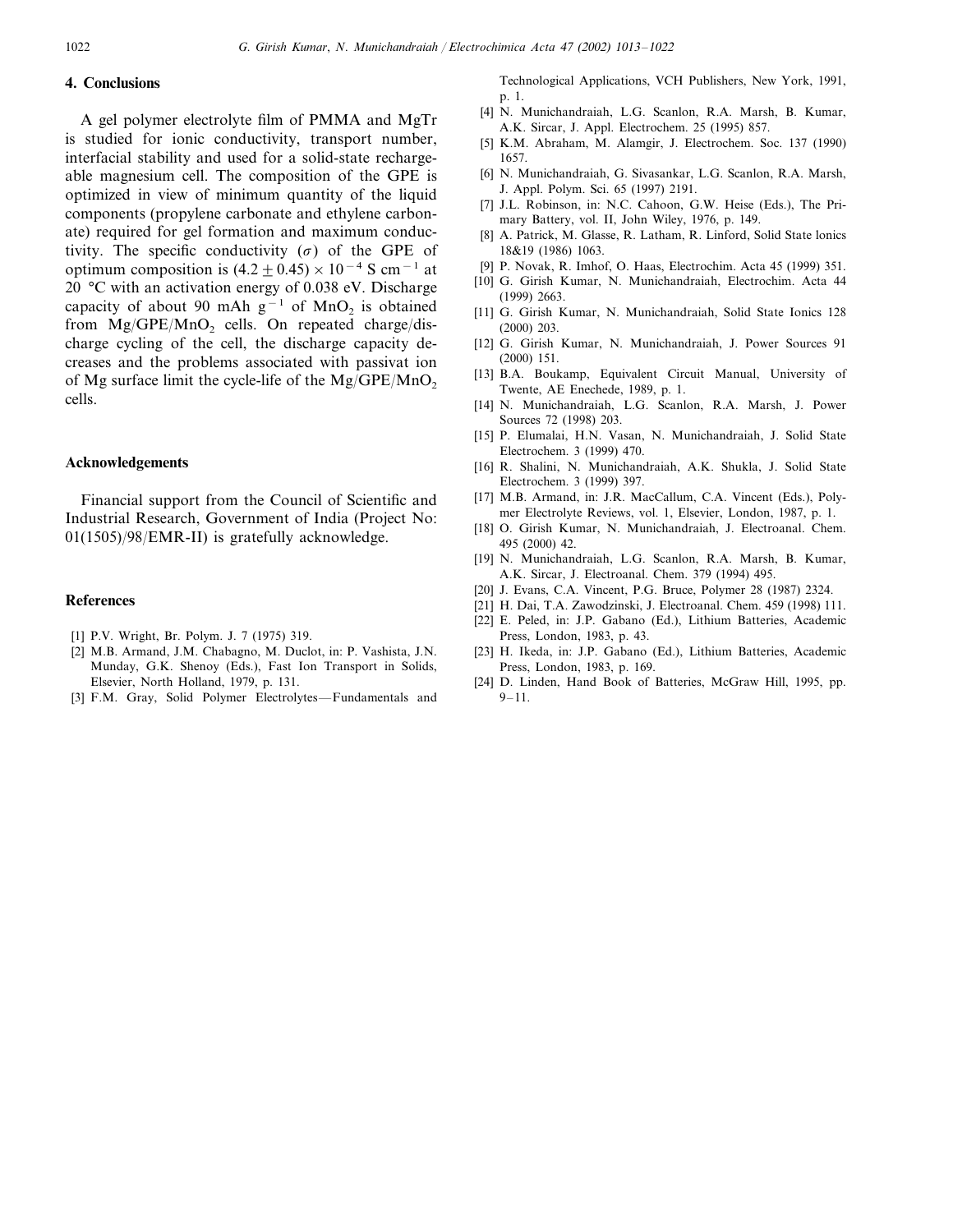## 4. Conclusions

A gel polymer electrolyte film of PMMA and MgTr is studied for ionic conductivity, transport number, interfacial stability and used for a solid-state rechargeable magnesium cell. The composition of the GPE is optimized in view of minimum quantity of the liquid components (propylene carbonate and ethylene carbonate) required for gel formation and maximum conductivity. The specific conductivity ($\sigma$) of the GPE of optimum composition is $(4.2 \pm 0.45) \times 10^{-4}$ S cm$^{-1}$ at 20 °C with an activation energy of 0.038 eV. Discharge capacity of about 90 mAh g$^{-1}$ of $MnO_2$ is obtained from $Mg/GPE/MnO_2$ cells. On repeated charge/discharge cycling of the cell, the discharge capacity decreases and the problems associated with passivat ion of Mg surface limit the cycle-life of the $Mg/GPE/MnO_2$ cells.

## Acknowledgements

Financial support from the Council of Scientific and Industrial Research, Government of India (Project No: 01(1505)/98/EMR-II) is gratefully acknowledge.

## References

[1] P.V. Wright, Br. Polym. J. 7 (1975) 319.
[2] M.B. Armand, J.M. Chabagno, M. Duclot, in: P. Vashista, J.N. Munday, G.K. Shenoy (Eds.), Fast Ion Transport in Solids, Elsevier, North Holland, 1979, p. 131.
[3] F.M. Gray, Solid Polymer Electrolytes—Fundamentals and Technological Applications, VCH Publishers, New York, 1991, p. 1.
[4] N. Munichandraiah, L.G. Scanlon, R.A. Marsh, B. Kumar, A.K. Sircar, J. Appl. Electrochem. 25 (1995) 857.
[5] K.M. Abraham, M. Alamgir, J. Electrochem. Soc. 137 (1990) 1657.
[6] N. Munichandraiah, G. Sivasankar, L.G. Scanlon, R.A. Marsh, J. Appl. Polym. Sci. 65 (1997) 2191.
[7] J.L. Robinson, in: N.C. Cahoon, G.W. Heise (Eds.), The Primary Battery, vol. II, John Wiley, 1976, p. 149.
[8] A. Patrick, M. Glasse, R. Latham, R. Linford, Solid State lonics 18&19 (1986) 1063.
[9] P. Novak, R. Imhof, O. Haas, Electrochim. Acta 45 (1999) 351.
[10] G. Girish Kumar, N. Munichandraiah, Electrochim. Acta 44 (1999) 2663.
[11] G. Girish Kumar, N. Munichandraiah, Solid State Ionics 128 (2000) 203.
[12] G. Girish Kumar, N. Munichandraiah, J. Power Sources 91 (2000) 151.
[13] B.A. Boukamp, Equivalent Circuit Manual, University of Twente, AE Enechede, 1989, p. 1.
[14] N. Munichandraiah, L.G. Scanlon, R.A. Marsh, J. Power Sources 72 (1998) 203.
[15] P. Elumalai, H.N. Vasan, N. Munichandraiah, J. Solid State Electrochem. 3 (1999) 470.
[16] R. Shalini, N. Munichandraiah, A.K. Shukla, J. Solid State Electrochem. 3 (1999) 397.
[17] M.B. Armand, in: J.R. MacCallum, C.A. Vincent (Eds.), Polymer Electrolyte Reviews, vol. 1, Elsevier, London, 1987, p. 1.
[18] O. Girish Kumar, N. Munichandraiah, J. Electroanal. Chem. 495 (2000) 42.
[19] N. Munichandraiah, L.G. Scanlon, R.A. Marsh, B. Kumar, A.K. Sircar, J. Electroanal. Chem. 379 (1994) 495.
[20] J. Evans, C.A. Vincent, P.G. Bruce, Polymer 28 (1987) 2324.
[21] H. Dai, T.A. Zawodzinski, J. Electroanal. Chem. 459 (1998) 111.
[22] E. Peled, in: J.P. Gabano (Ed.), Lithium Batteries, Academic Press, London, 1983, p. 43.
[23] H. Ikeda, in: J.P. Gabano (Ed.), Lithium Batteries, Academic Press, London, 1983, p. 169.
[24] D. Linden, Hand Book of Batteries, McGraw Hill, 1995, pp. 9–11.